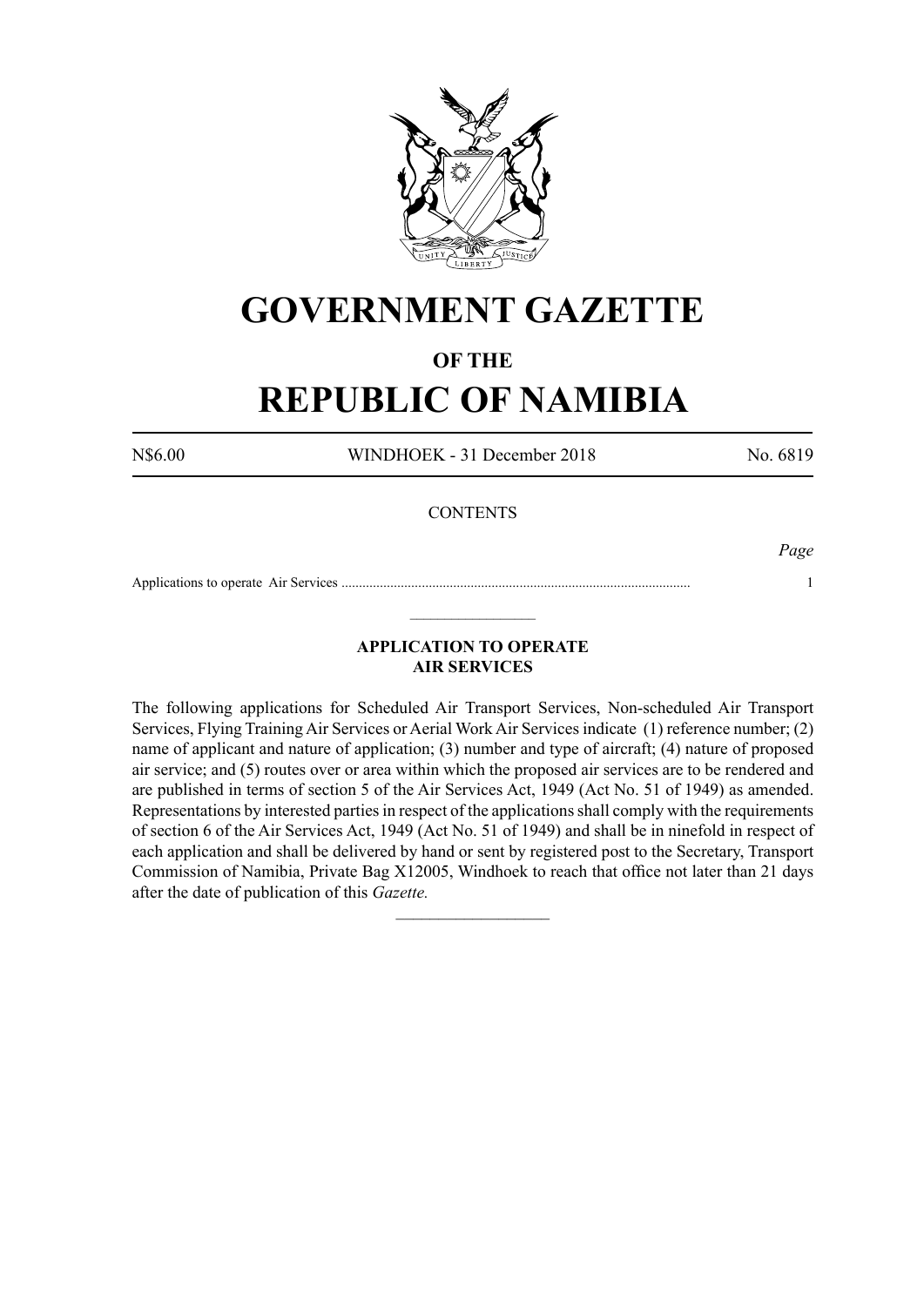# GOVERNMENT GAZETTE

## OF THE

# REPUBLIC OF NAMIBIA

N$6.00 WINDHOEK - 31 December 2018 No. 6819

CONTENTS

*Page*

Applications to operate Air Services .................................................................................................... 1

---

### APPLICATION TO OPERATE AIR SERVICES

The following applications for Scheduled Air Transport Services, Non-scheduled Air Transport Services, Flying Training Air Services or Aerial Work Air Services indicate (1) reference number; (2) name of applicant and nature of application; (3) number and type of aircraft; (4) nature of proposed air service; and (5) routes over or area within which the proposed air services are to be rendered and are published in terms of section 5 of the Air Services Act, 1949 (Act No. 51 of 1949) as amended. Representations by interested parties in respect of the applications shall comply with the requirements of section 6 of the Air Services Act, 1949 (Act No. 51 of 1949) and shall be in ninefold in respect of each application and shall be delivered by hand or sent by registered post to the Secretary, Transport Commission of Namibia, Private Bag X12005, Windhoek to reach that office not later than 21 days after the date of publication of this *Gazette.*

---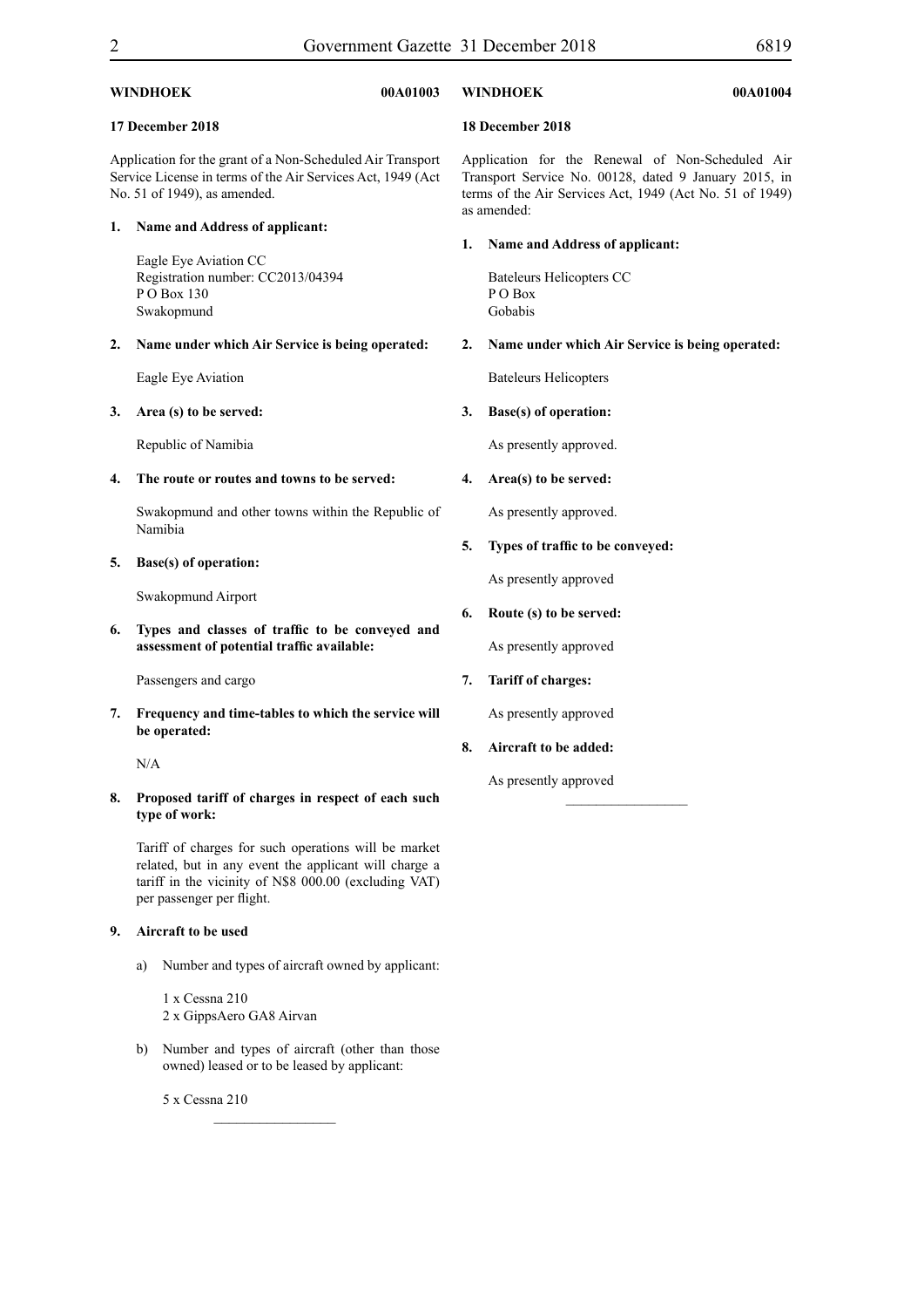**WINDHOEK** **00A01003**

**17 December 2018**

Application for the grant of a Non-Scheduled Air Transport Service License in terms of the Air Services Act, 1949 (Act No. 51 of 1949), as amended.

**1. Name and Address of applicant:**

Eagle Eye Aviation CC
Registration number: CC2013/04394
P O Box 130
Swakopmund

**2. Name under which Air Service is being operated:**

Eagle Eye Aviation

**3. Area (s) to be served:**

Republic of Namibia

**4. The route or routes and towns to be served:**

Swakopmund and other towns within the Republic of Namibia

**5. Base(s) of operation:**

Swakopmund Airport

**6. Types and classes of traffic to be conveyed and assessment of potential traffic available:**

Passengers and cargo

**7. Frequency and time-tables to which the service will be operated:**

N/A

**8. Proposed tariff of charges in respect of each such type of work:**

Tariff of charges for such operations will be market related, but in any event the applicant will charge a tariff in the vicinity of N$8 000.00 (excluding VAT) per passenger per flight.

**9. Aircraft to be used**

a) Number and types of aircraft owned by applicant:

1 x Cessna 210
2 x GippsAero GA8 Airvan

b) Number and types of aircraft (other than those owned) leased or to be leased by applicant:

5 x Cessna 210

---

**WINDHOEK** **00A01004**

**18 December 2018**

Application for the Renewal of Non-Scheduled Air Transport Service No. 00128, dated 9 January 2015, in terms of the Air Services Act, 1949 (Act No. 51 of 1949) as amended:

**1. Name and Address of applicant:**

Bateleurs Helicopters CC
P O Box
Gobabis

**2. Name under which Air Service is being operated:**

Bateleurs Helicopters

**3. Base(s) of operation:**

As presently approved.

**4. Area(s) to be served:**

As presently approved.

**5. Types of traffic to be conveyed:**

As presently approved

**6. Route (s) to be served:**

As presently approved

**7. Tariff of charges:**

As presently approved

**8. Aircraft to be added:**

As presently approved